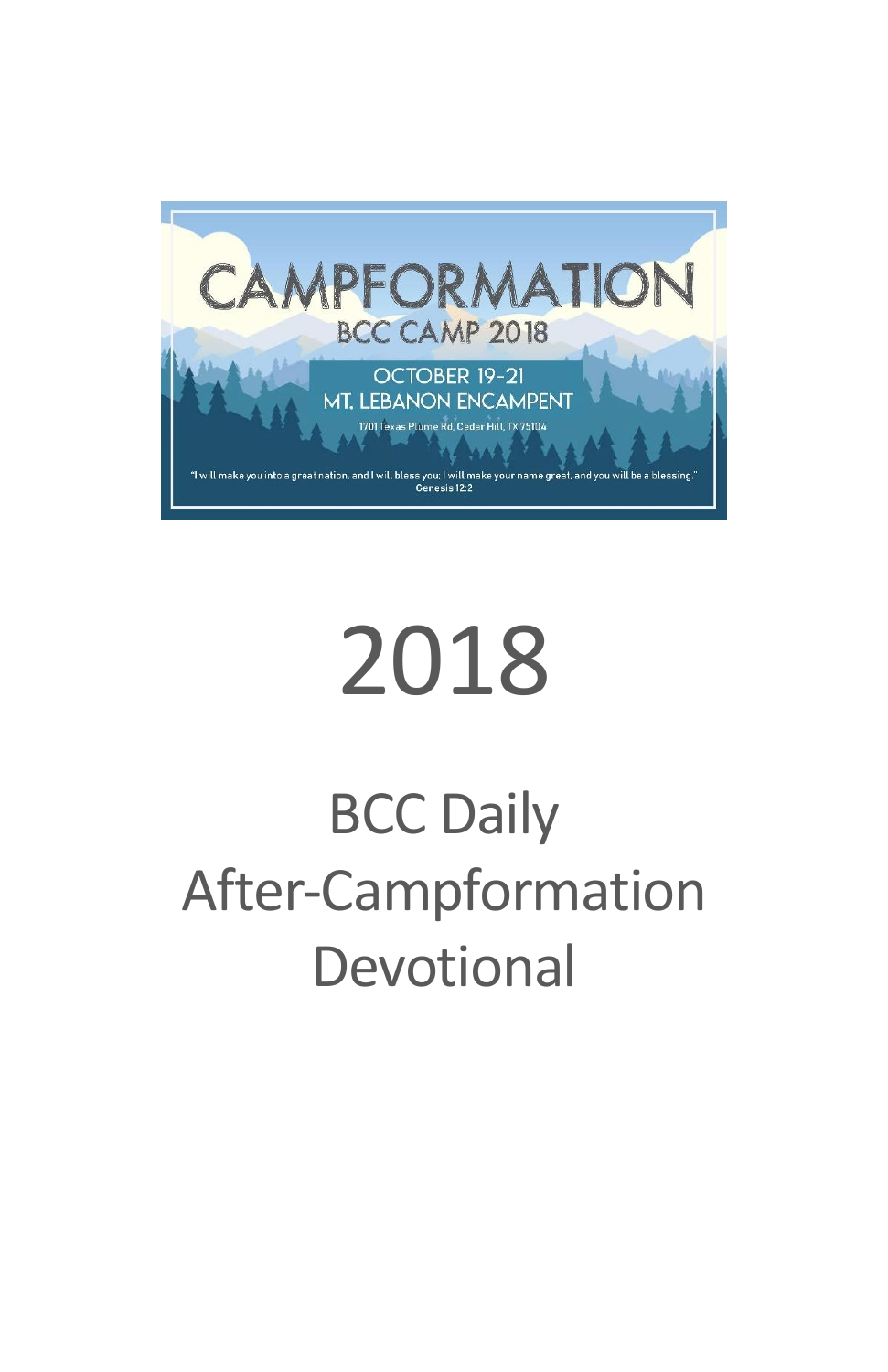# CAMPFORMATION

## BCC CAMP 2018

OCTOBER 19-21

MT. LEBANON ENCAMPENT

1701 Texas Plume Rd, Cedar Hill, TX 75104

"I will make you into a great nation, and I will bless you; I will make your name great, and you will be a blessing."
Genesis 12:2

# 2018

# BCC Daily After-Campformation Devotional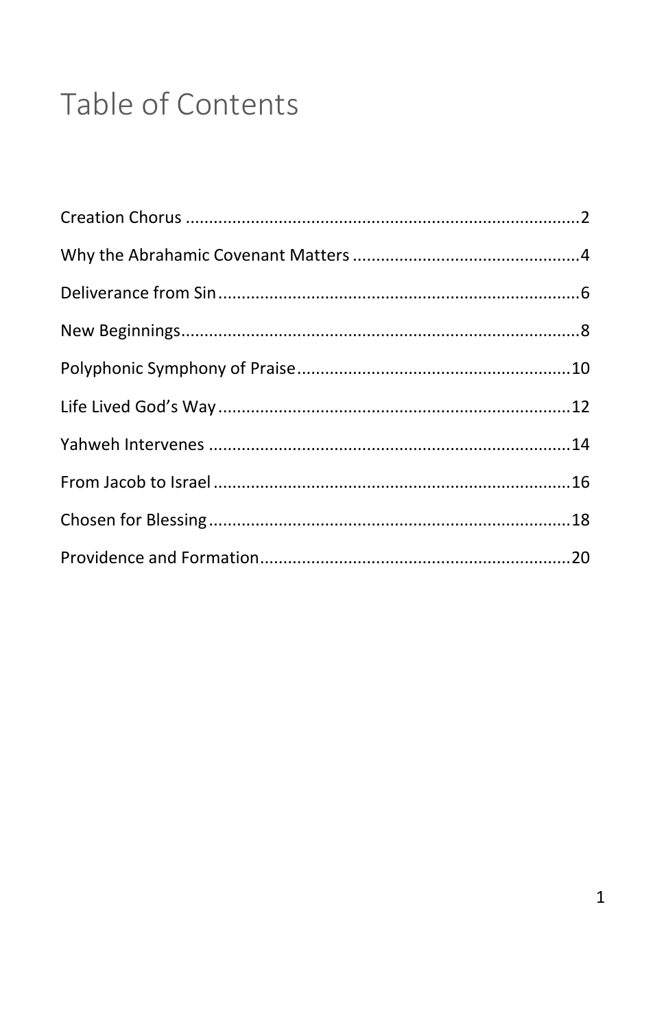# Table of Contents

Creation Chorus ....................................................................................2

Why the Abrahamic Covenant Matters .................................................4

Deliverance from Sin.............................................................................6

New Beginnings.....................................................................................8

Polyphonic Symphony of Praise...........................................................10

Life Lived God's Way............................................................................12

Yahweh Intervenes ..............................................................................14

From Jacob to Israel.............................................................................16

Chosen for Blessing..............................................................................18

Providence and Formation...................................................................20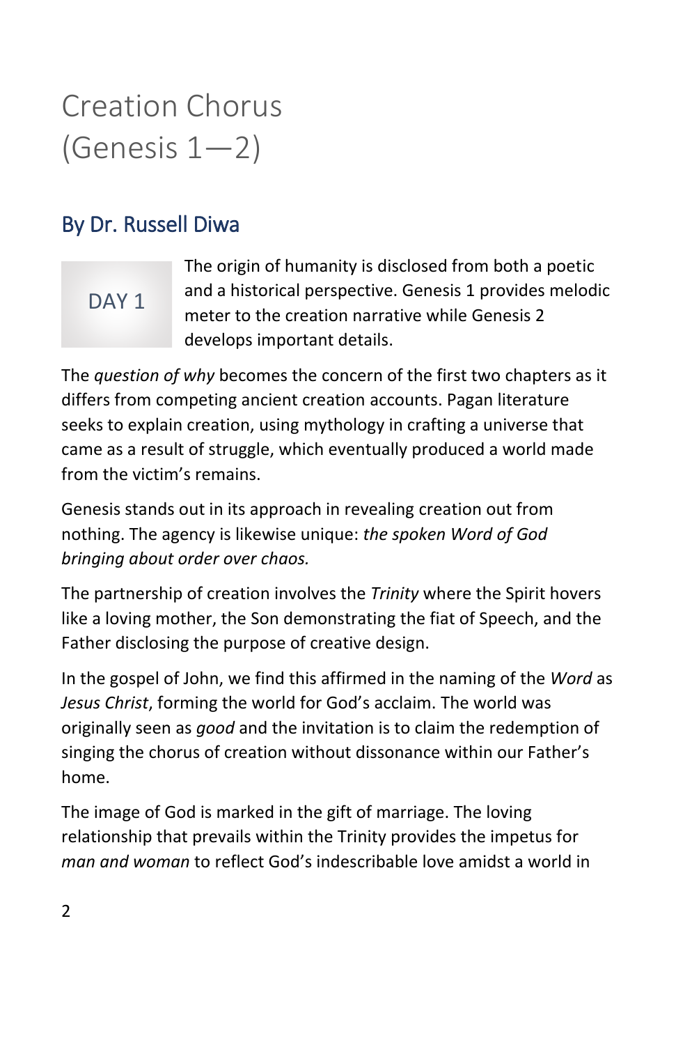# Creation Chorus (Genesis 1—2)

## By Dr. Russell Diwa

DAY 1

The origin of humanity is disclosed from both a poetic and a historical perspective. Genesis 1 provides melodic meter to the creation narrative while Genesis 2 develops important details.

The *question of why* becomes the concern of the first two chapters as it differs from competing ancient creation accounts. Pagan literature seeks to explain creation, using mythology in crafting a universe that came as a result of struggle, which eventually produced a world made from the victim's remains.

Genesis stands out in its approach in revealing creation out from nothing. The agency is likewise unique: *the spoken Word of God bringing about order over chaos.*

The partnership of creation involves the *Trinity* where the Spirit hovers like a loving mother, the Son demonstrating the fiat of Speech, and the Father disclosing the purpose of creative design.

In the gospel of John, we find this affirmed in the naming of the *Word* as *Jesus Christ*, forming the world for God's acclaim. The world was originally seen as *good* and the invitation is to claim the redemption of singing the chorus of creation without dissonance within our Father's home.

The image of God is marked in the gift of marriage. The loving relationship that prevails within the Trinity provides the impetus for *man and woman* to reflect God's indescribable love amidst a world in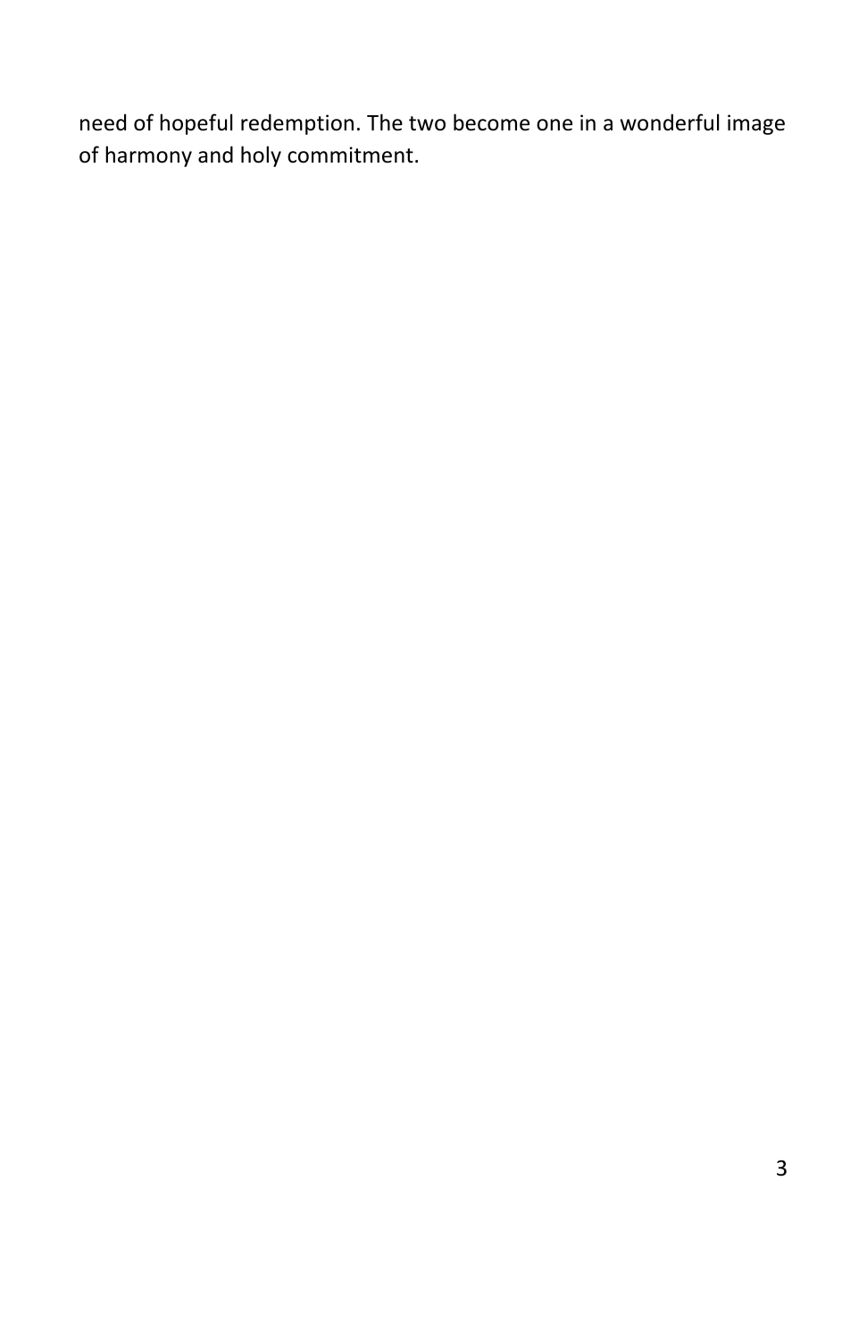need of hopeful redemption. The two become one in a wonderful image of harmony and holy commitment.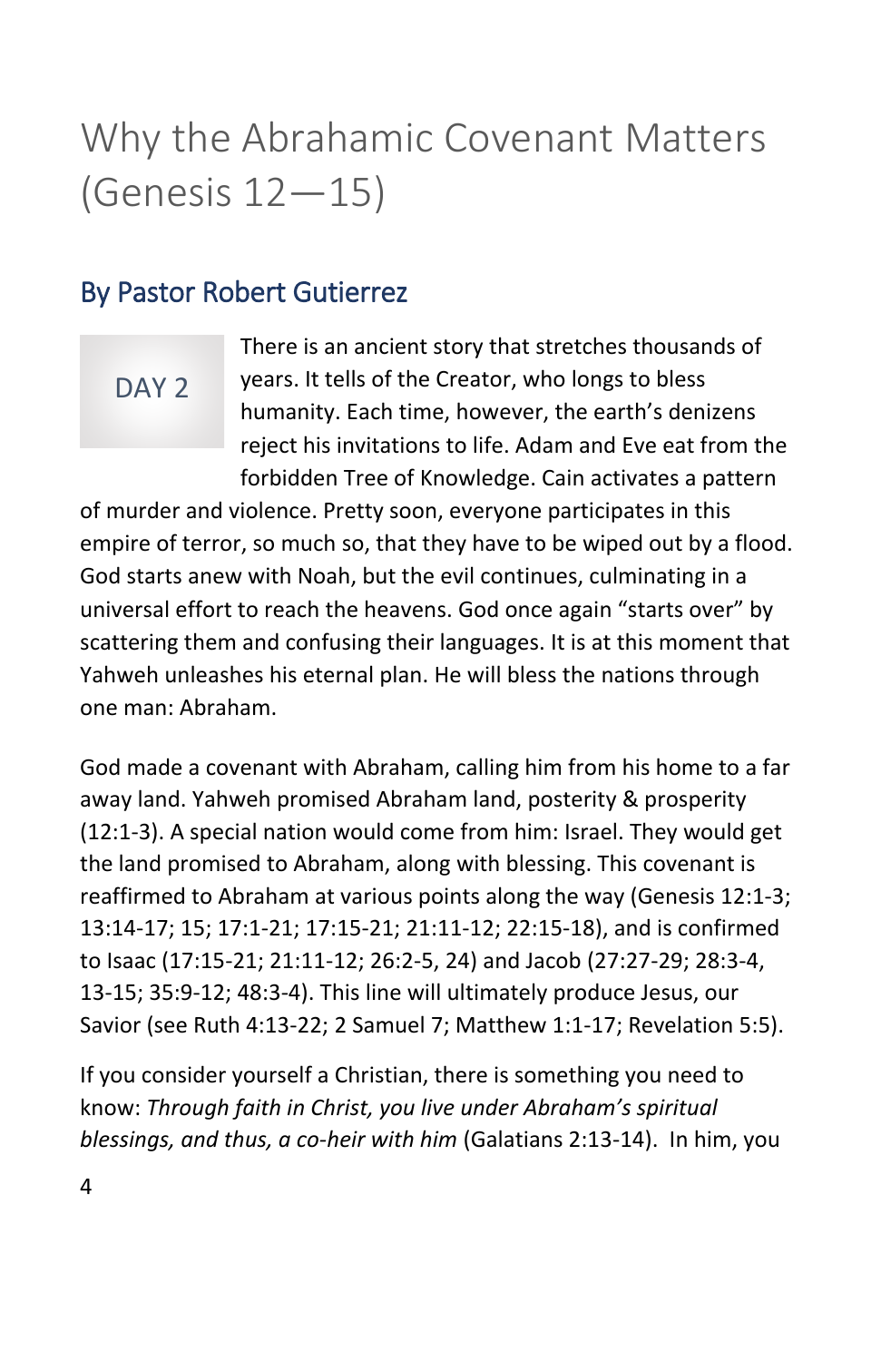# Why the Abrahamic Covenant Matters (Genesis 12—15)

## By Pastor Robert Gutierrez

DAY 2

There is an ancient story that stretches thousands of years. It tells of the Creator, who longs to bless humanity. Each time, however, the earth's denizens reject his invitations to life. Adam and Eve eat from the forbidden Tree of Knowledge. Cain activates a pattern of murder and violence. Pretty soon, everyone participates in this empire of terror, so much so, that they have to be wiped out by a flood. God starts anew with Noah, but the evil continues, culminating in a universal effort to reach the heavens. God once again "starts over" by scattering them and confusing their languages. It is at this moment that Yahweh unleashes his eternal plan. He will bless the nations through one man: Abraham.

God made a covenant with Abraham, calling him from his home to a far away land. Yahweh promised Abraham land, posterity & prosperity (12:1-3). A special nation would come from him: Israel. They would get the land promised to Abraham, along with blessing. This covenant is reaffirmed to Abraham at various points along the way (Genesis 12:1-3; 13:14-17; 15; 17:1-21; 17:15-21; 21:11-12; 22:15-18), and is confirmed to Isaac (17:15-21; 21:11-12; 26:2-5, 24) and Jacob (27:27-29; 28:3-4, 13-15; 35:9-12; 48:3-4). This line will ultimately produce Jesus, our Savior (see Ruth 4:13-22; 2 Samuel 7; Matthew 1:1-17; Revelation 5:5).

If you consider yourself a Christian, there is something you need to know: *Through faith in Christ, you live under Abraham's spiritual blessings, and thus, a co-heir with him* (Galatians 2:13-14). In him, you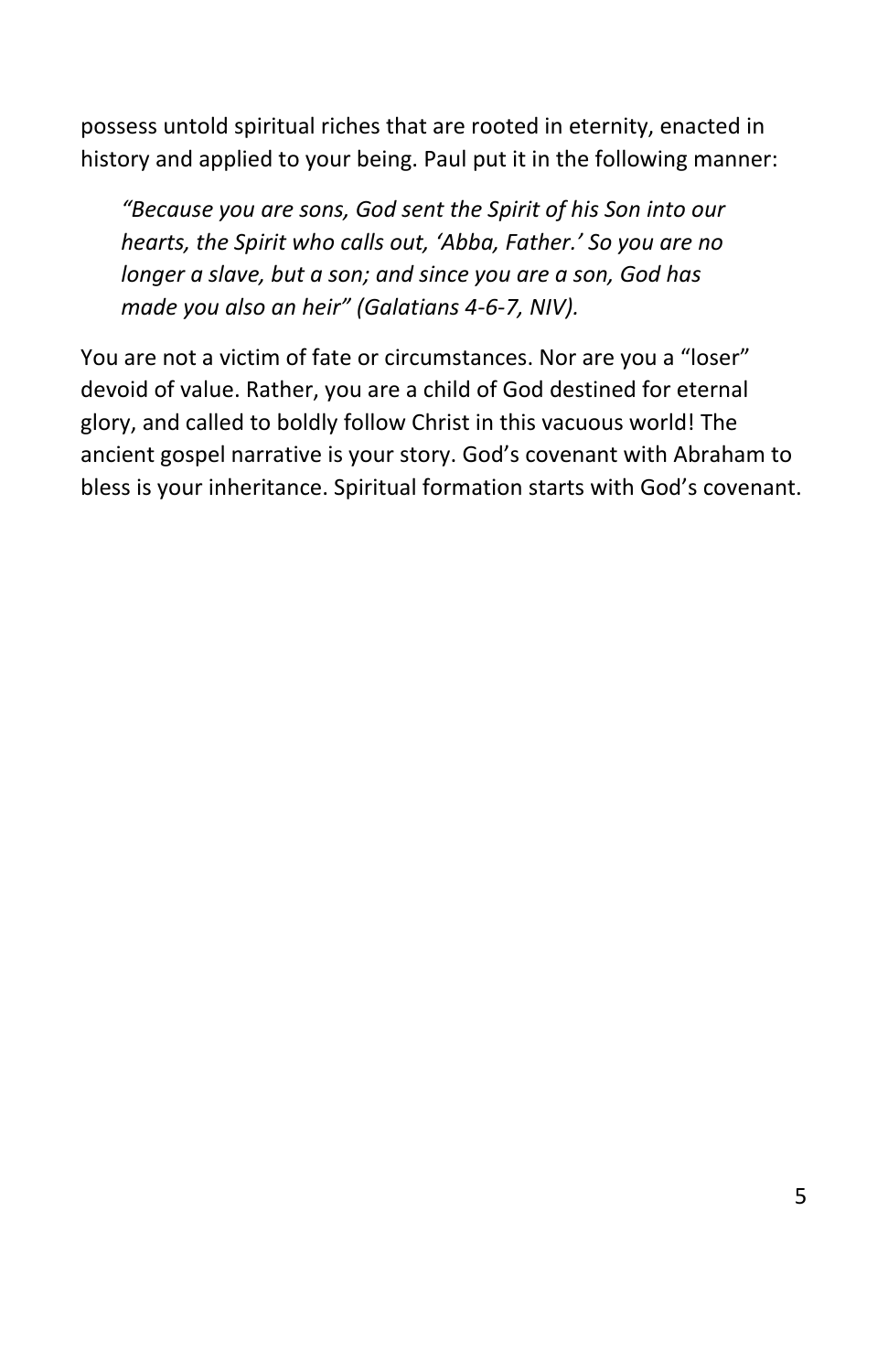possess untold spiritual riches that are rooted in eternity, enacted in history and applied to your being. Paul put it in the following manner:

> *"Because you are sons, God sent the Spirit of his Son into our hearts, the Spirit who calls out, 'Abba, Father.' So you are no longer a slave, but a son; and since you are a son, God has made you also an heir" (Galatians 4-6-7, NIV).*

You are not a victim of fate or circumstances. Nor are you a "loser" devoid of value. Rather, you are a child of God destined for eternal glory, and called to boldly follow Christ in this vacuous world! The ancient gospel narrative is your story. God's covenant with Abraham to bless is your inheritance. Spiritual formation starts with God's covenant.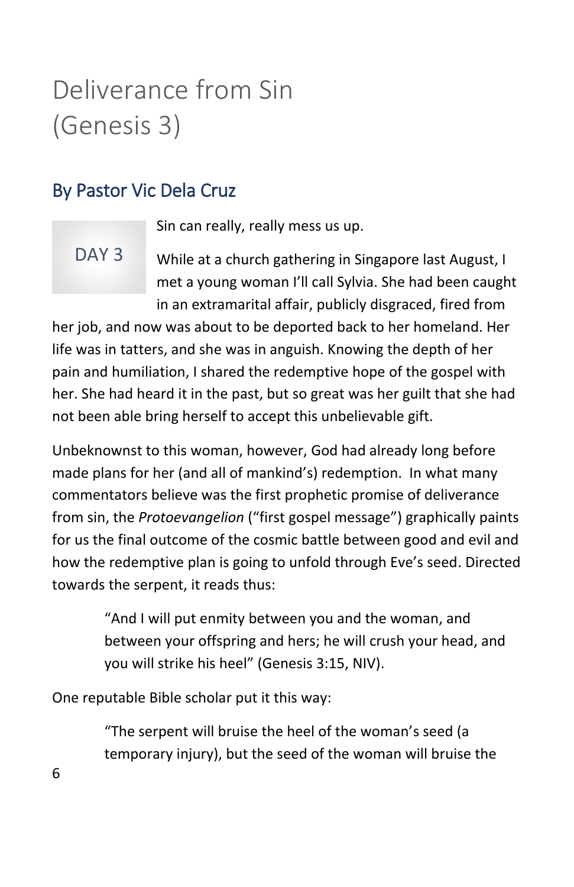# Deliverance from Sin (Genesis 3)

## By Pastor Vic Dela Cruz

DAY 3

Sin can really, really mess us up.

While at a church gathering in Singapore last August, I met a young woman I'll call Sylvia. She had been caught in an extramarital affair, publicly disgraced, fired from her job, and now was about to be deported back to her homeland. Her life was in tatters, and she was in anguish. Knowing the depth of her pain and humiliation, I shared the redemptive hope of the gospel with her. She had heard it in the past, but so great was her guilt that she had not been able bring herself to accept this unbelievable gift.

Unbeknownst to this woman, however, God had already long before made plans for her (and all of mankind's) redemption. In what many commentators believe was the first prophetic promise of deliverance from sin, the *Protoevangelion* ("first gospel message") graphically paints for us the final outcome of the cosmic battle between good and evil and how the redemptive plan is going to unfold through Eve's seed. Directed towards the serpent, it reads thus:

> "And I will put enmity between you and the woman, and between your offspring and hers; he will crush your head, and you will strike his heel" (Genesis 3:15, NIV).

One reputable Bible scholar put it this way:

> "The serpent will bruise the heel of the woman's seed (a temporary injury), but the seed of the woman will bruise the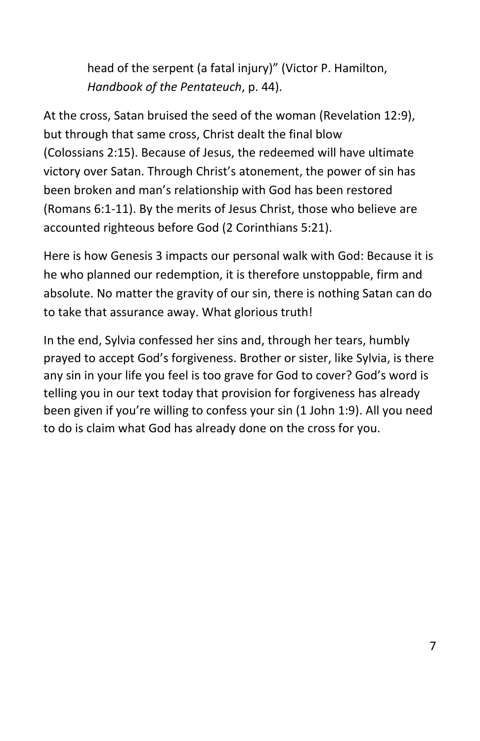> head of the serpent (a fatal injury)" (Victor P. Hamilton, *Handbook of the Pentateuch*, p. 44).

At the cross, Satan bruised the seed of the woman (Revelation 12:9), but through that same cross, Christ dealt the final blow (Colossians 2:15). Because of Jesus, the redeemed will have ultimate victory over Satan. Through Christ's atonement, the power of sin has been broken and man's relationship with God has been restored (Romans 6:1-11). By the merits of Jesus Christ, those who believe are accounted righteous before God (2 Corinthians 5:21).

Here is how Genesis 3 impacts our personal walk with God: Because it is he who planned our redemption, it is therefore unstoppable, firm and absolute. No matter the gravity of our sin, there is nothing Satan can do to take that assurance away. What glorious truth!

In the end, Sylvia confessed her sins and, through her tears, humbly prayed to accept God's forgiveness. Brother or sister, like Sylvia, is there any sin in your life you feel is too grave for God to cover? God's word is telling you in our text today that provision for forgiveness has already been given if you're willing to confess your sin (1 John 1:9). All you need to do is claim what God has already done on the cross for you.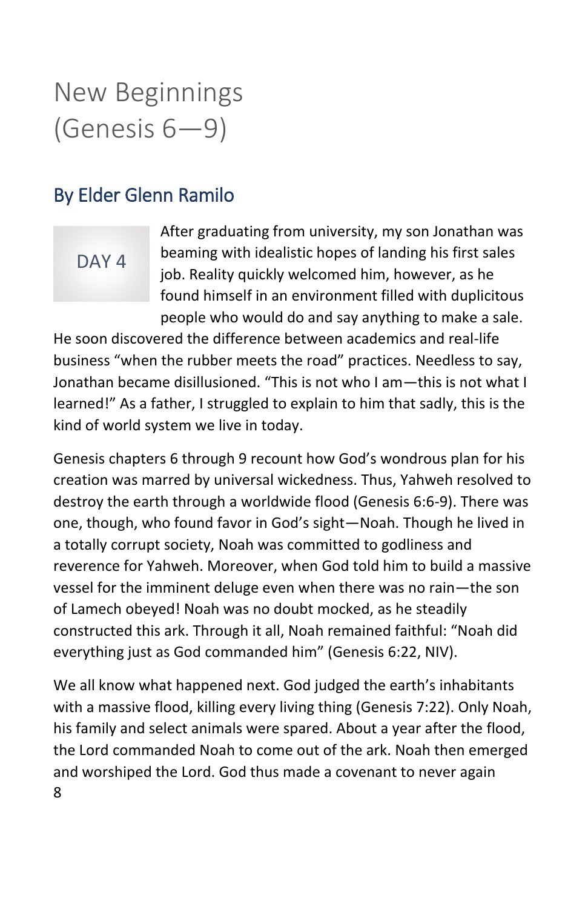# New Beginnings (Genesis 6—9)

## By Elder Glenn Ramilo

DAY 4

After graduating from university, my son Jonathan was beaming with idealistic hopes of landing his first sales job. Reality quickly welcomed him, however, as he found himself in an environment filled with duplicitous people who would do and say anything to make a sale. He soon discovered the difference between academics and real-life business "when the rubber meets the road" practices. Needless to say, Jonathan became disillusioned. "This is not who I am—this is not what I learned!" As a father, I struggled to explain to him that sadly, this is the kind of world system we live in today.

Genesis chapters 6 through 9 recount how God's wondrous plan for his creation was marred by universal wickedness. Thus, Yahweh resolved to destroy the earth through a worldwide flood (Genesis 6:6-9). There was one, though, who found favor in God's sight—Noah. Though he lived in a totally corrupt society, Noah was committed to godliness and reverence for Yahweh. Moreover, when God told him to build a massive vessel for the imminent deluge even when there was no rain—the son of Lamech obeyed! Noah was no doubt mocked, as he steadily constructed this ark. Through it all, Noah remained faithful: "Noah did everything just as God commanded him" (Genesis 6:22, NIV).

We all know what happened next. God judged the earth's inhabitants with a massive flood, killing every living thing (Genesis 7:22). Only Noah, his family and select animals were spared. About a year after the flood, the Lord commanded Noah to come out of the ark. Noah then emerged and worshiped the Lord. God thus made a covenant to never again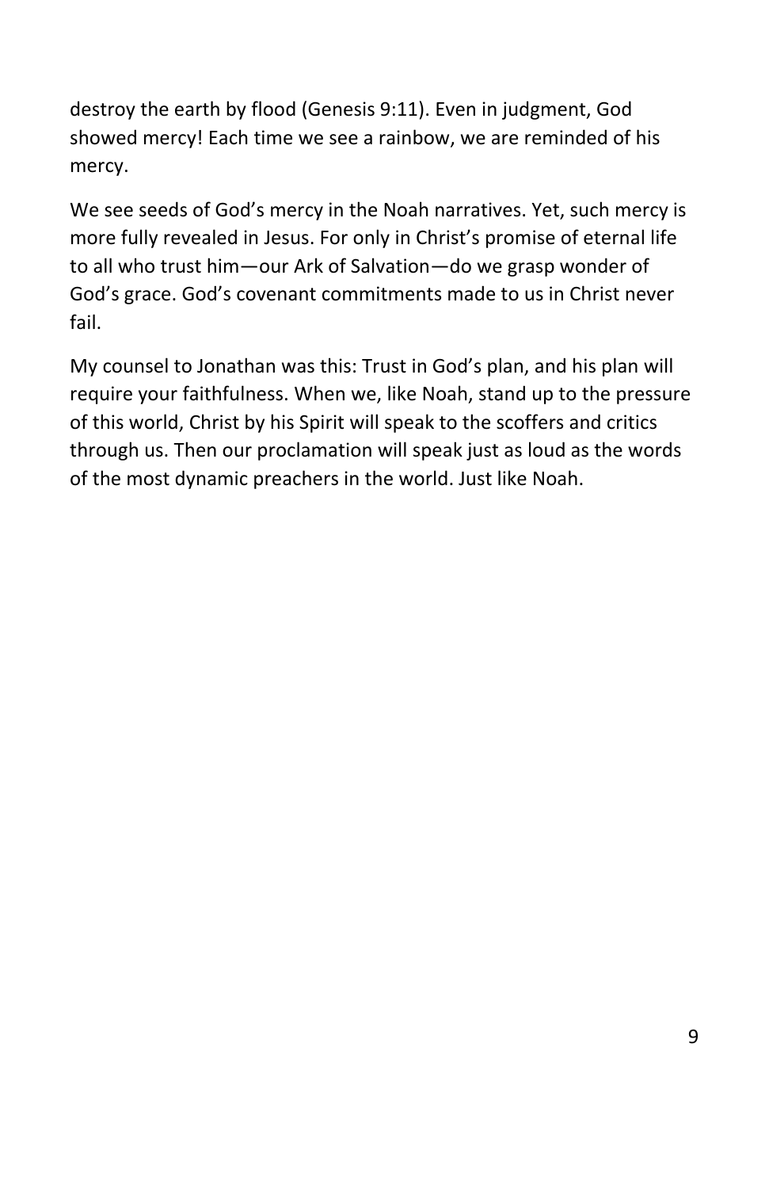destroy the earth by flood (Genesis 9:11). Even in judgment, God showed mercy! Each time we see a rainbow, we are reminded of his mercy.

We see seeds of God's mercy in the Noah narratives. Yet, such mercy is more fully revealed in Jesus. For only in Christ's promise of eternal life to all who trust him—our Ark of Salvation—do we grasp wonder of God's grace. God's covenant commitments made to us in Christ never fail.

My counsel to Jonathan was this: Trust in God's plan, and his plan will require your faithfulness. When we, like Noah, stand up to the pressure of this world, Christ by his Spirit will speak to the scoffers and critics through us. Then our proclamation will speak just as loud as the words of the most dynamic preachers in the world. Just like Noah.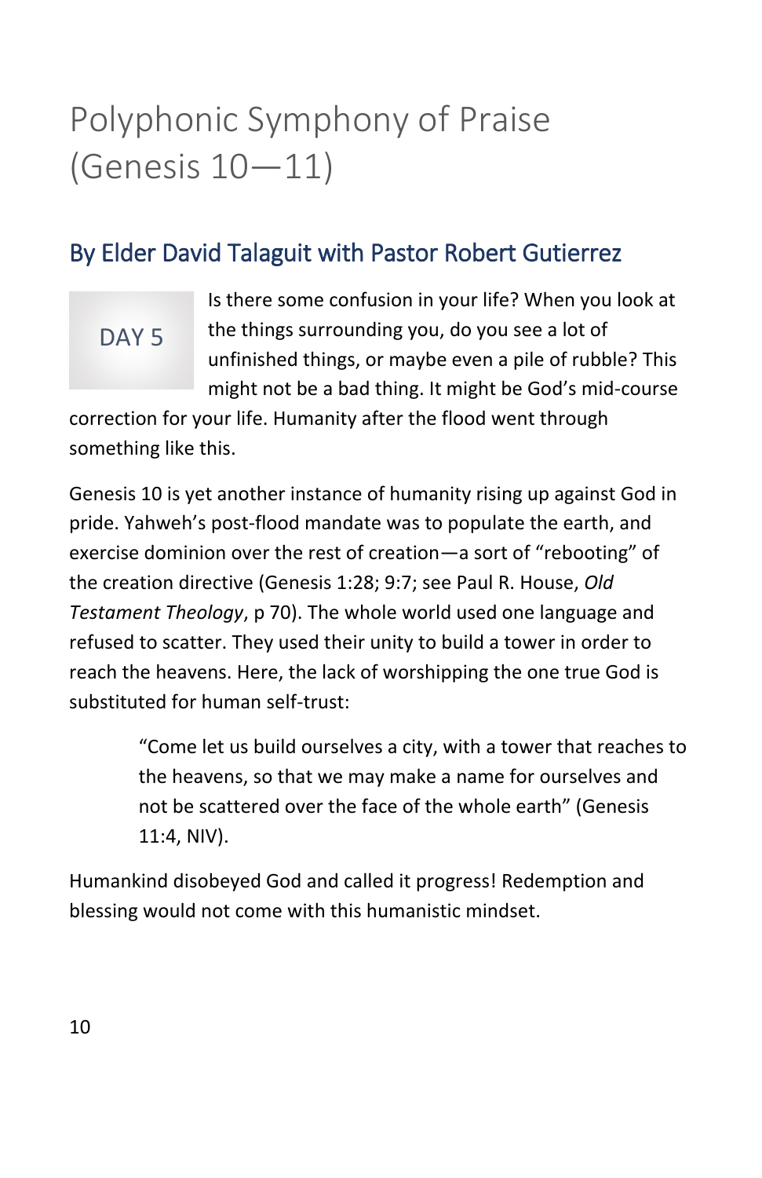# Polyphonic Symphony of Praise (Genesis 10—11)

## By Elder David Talaguit with Pastor Robert Gutierrez

DAY 5

Is there some confusion in your life? When you look at the things surrounding you, do you see a lot of unfinished things, or maybe even a pile of rubble? This might not be a bad thing. It might be God's mid-course correction for your life. Humanity after the flood went through something like this.

Genesis 10 is yet another instance of humanity rising up against God in pride. Yahweh's post-flood mandate was to populate the earth, and exercise dominion over the rest of creation—a sort of "rebooting" of the creation directive (Genesis 1:28; 9:7; see Paul R. House, *Old Testament Theology*, p 70). The whole world used one language and refused to scatter. They used their unity to build a tower in order to reach the heavens. Here, the lack of worshipping the one true God is substituted for human self-trust:

> "Come let us build ourselves a city, with a tower that reaches to the heavens, so that we may make a name for ourselves and not be scattered over the face of the whole earth" (Genesis 11:4, NIV).

Humankind disobeyed God and called it progress! Redemption and blessing would not come with this humanistic mindset.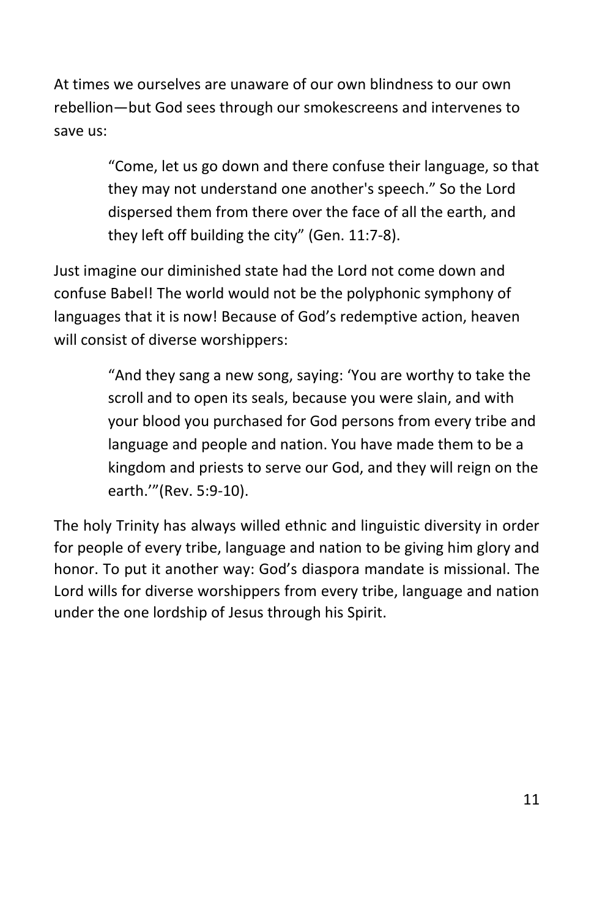At times we ourselves are unaware of our own blindness to our own rebellion—but God sees through our smokescreens and intervenes to save us:

> "Come, let us go down and there confuse their language, so that they may not understand one another's speech." So the Lord dispersed them from there over the face of all the earth, and they left off building the city" (Gen. 11:7-8).

Just imagine our diminished state had the Lord not come down and confuse Babel! The world would not be the polyphonic symphony of languages that it is now! Because of God's redemptive action, heaven will consist of diverse worshippers:

> "And they sang a new song, saying: 'You are worthy to take the scroll and to open its seals, because you were slain, and with your blood you purchased for God persons from every tribe and language and people and nation. You have made them to be a kingdom and priests to serve our God, and they will reign on the earth.'"(Rev. 5:9-10).

The holy Trinity has always willed ethnic and linguistic diversity in order for people of every tribe, language and nation to be giving him glory and honor. To put it another way: God's diaspora mandate is missional. The Lord wills for diverse worshippers from every tribe, language and nation under the one lordship of Jesus through his Spirit.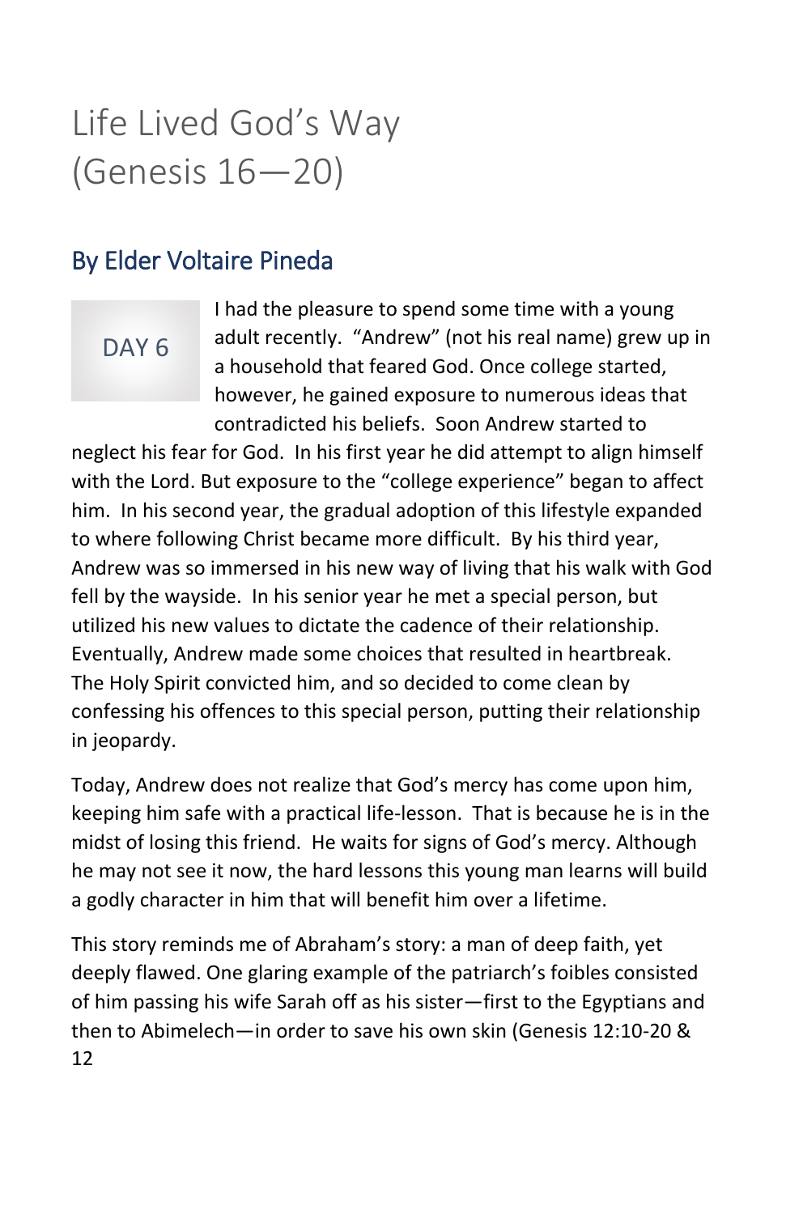# Life Lived God's Way (Genesis 16—20)

## By Elder Voltaire Pineda

DAY 6

I had the pleasure to spend some time with a young adult recently. "Andrew" (not his real name) grew up in a household that feared God. Once college started, however, he gained exposure to numerous ideas that contradicted his beliefs. Soon Andrew started to neglect his fear for God. In his first year he did attempt to align himself with the Lord. But exposure to the "college experience" began to affect him. In his second year, the gradual adoption of this lifestyle expanded to where following Christ became more difficult. By his third year, Andrew was so immersed in his new way of living that his walk with God fell by the wayside. In his senior year he met a special person, but utilized his new values to dictate the cadence of their relationship. Eventually, Andrew made some choices that resulted in heartbreak. The Holy Spirit convicted him, and so decided to come clean by confessing his offences to this special person, putting their relationship in jeopardy.

Today, Andrew does not realize that God's mercy has come upon him, keeping him safe with a practical life-lesson. That is because he is in the midst of losing this friend. He waits for signs of God's mercy. Although he may not see it now, the hard lessons this young man learns will build a godly character in him that will benefit him over a lifetime.

This story reminds me of Abraham's story: a man of deep faith, yet deeply flawed. One glaring example of the patriarch's foibles consisted of him passing his wife Sarah off as his sister—first to the Egyptians and then to Abimelech—in order to save his own skin (Genesis 12:10-20 &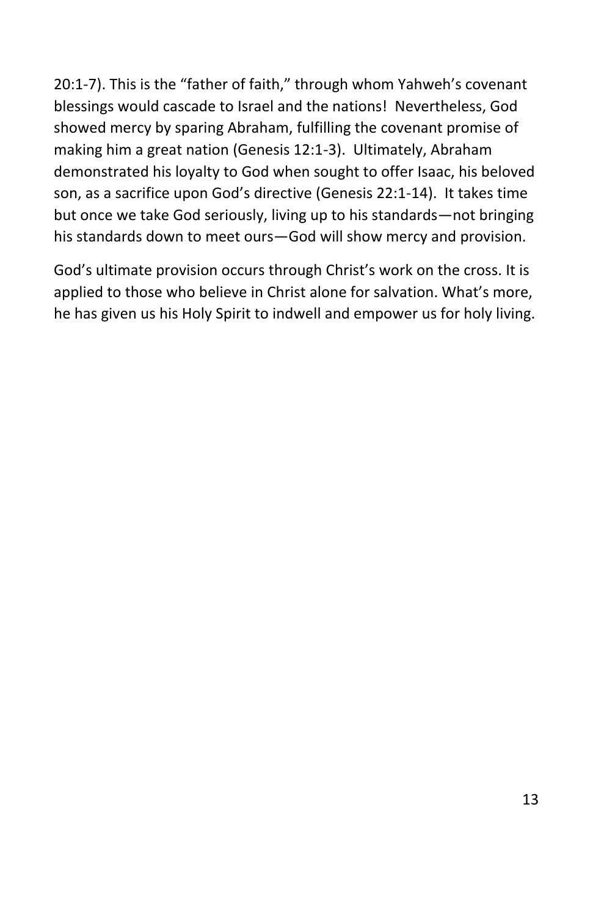20:1-7). This is the "father of faith," through whom Yahweh's covenant blessings would cascade to Israel and the nations! Nevertheless, God showed mercy by sparing Abraham, fulfilling the covenant promise of making him a great nation (Genesis 12:1-3). Ultimately, Abraham demonstrated his loyalty to God when sought to offer Isaac, his beloved son, as a sacrifice upon God's directive (Genesis 22:1-14). It takes time but once we take God seriously, living up to his standards—not bringing his standards down to meet ours—God will show mercy and provision.

God's ultimate provision occurs through Christ's work on the cross. It is applied to those who believe in Christ alone for salvation. What's more, he has given us his Holy Spirit to indwell and empower us for holy living.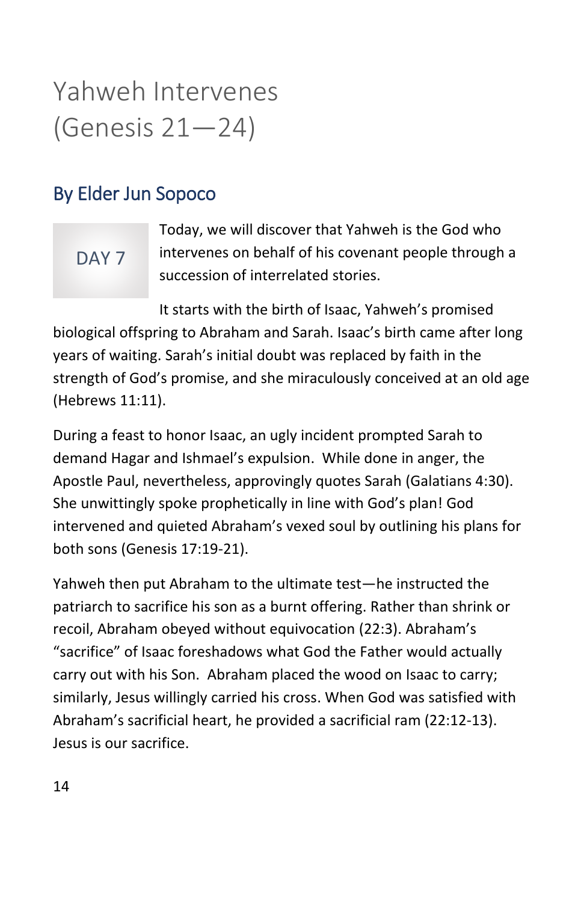# Yahweh Intervenes (Genesis 21—24)

## By Elder Jun Sopoco

DAY 7

Today, we will discover that Yahweh is the God who intervenes on behalf of his covenant people through a succession of interrelated stories.

It starts with the birth of Isaac, Yahweh's promised biological offspring to Abraham and Sarah. Isaac's birth came after long years of waiting. Sarah's initial doubt was replaced by faith in the strength of God's promise, and she miraculously conceived at an old age (Hebrews 11:11).

During a feast to honor Isaac, an ugly incident prompted Sarah to demand Hagar and Ishmael's expulsion. While done in anger, the Apostle Paul, nevertheless, approvingly quotes Sarah (Galatians 4:30). She unwittingly spoke prophetically in line with God's plan! God intervened and quieted Abraham's vexed soul by outlining his plans for both sons (Genesis 17:19-21).

Yahweh then put Abraham to the ultimate test—he instructed the patriarch to sacrifice his son as a burnt offering. Rather than shrink or recoil, Abraham obeyed without equivocation (22:3). Abraham's "sacrifice" of Isaac foreshadows what God the Father would actually carry out with his Son. Abraham placed the wood on Isaac to carry; similarly, Jesus willingly carried his cross. When God was satisfied with Abraham's sacrificial heart, he provided a sacrificial ram (22:12-13). Jesus is our sacrifice.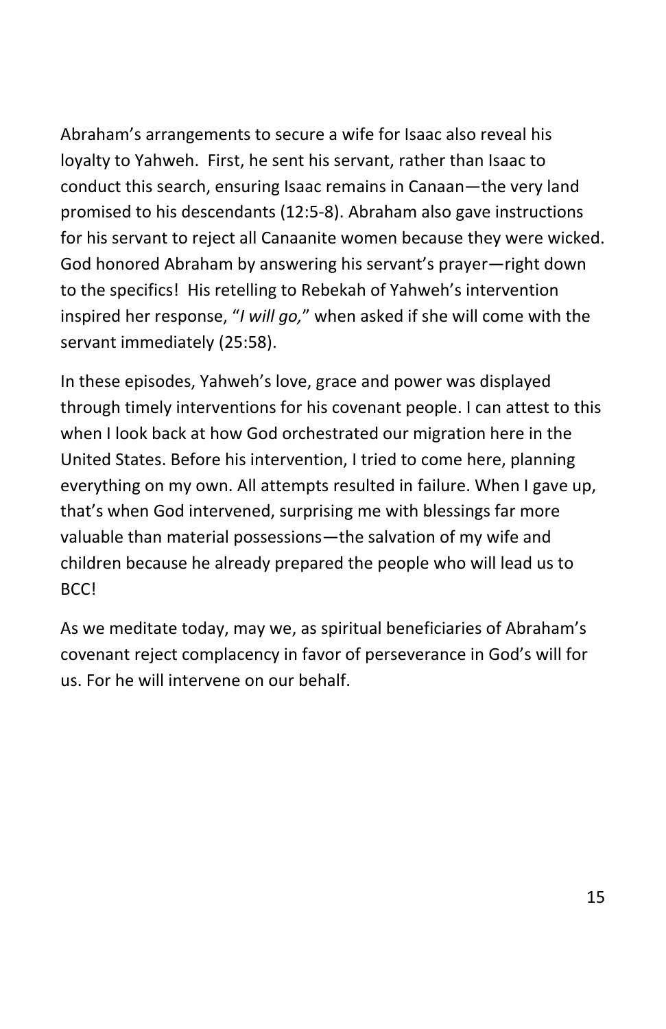Abraham's arrangements to secure a wife for Isaac also reveal his loyalty to Yahweh.  First, he sent his servant, rather than Isaac to conduct this search, ensuring Isaac remains in Canaan—the very land promised to his descendants (12:5-8). Abraham also gave instructions for his servant to reject all Canaanite women because they were wicked. God honored Abraham by answering his servant's prayer—right down to the specifics!  His retelling to Rebekah of Yahweh's intervention inspired her response, "*I will go,*" when asked if she will come with the servant immediately (25:58).

In these episodes, Yahweh's love, grace and power was displayed through timely interventions for his covenant people. I can attest to this when I look back at how God orchestrated our migration here in the United States. Before his intervention, I tried to come here, planning everything on my own. All attempts resulted in failure. When I gave up, that's when God intervened, surprising me with blessings far more valuable than material possessions—the salvation of my wife and children because he already prepared the people who will lead us to BCC!

As we meditate today, may we, as spiritual beneficiaries of Abraham's covenant reject complacency in favor of perseverance in God's will for us. For he will intervene on our behalf.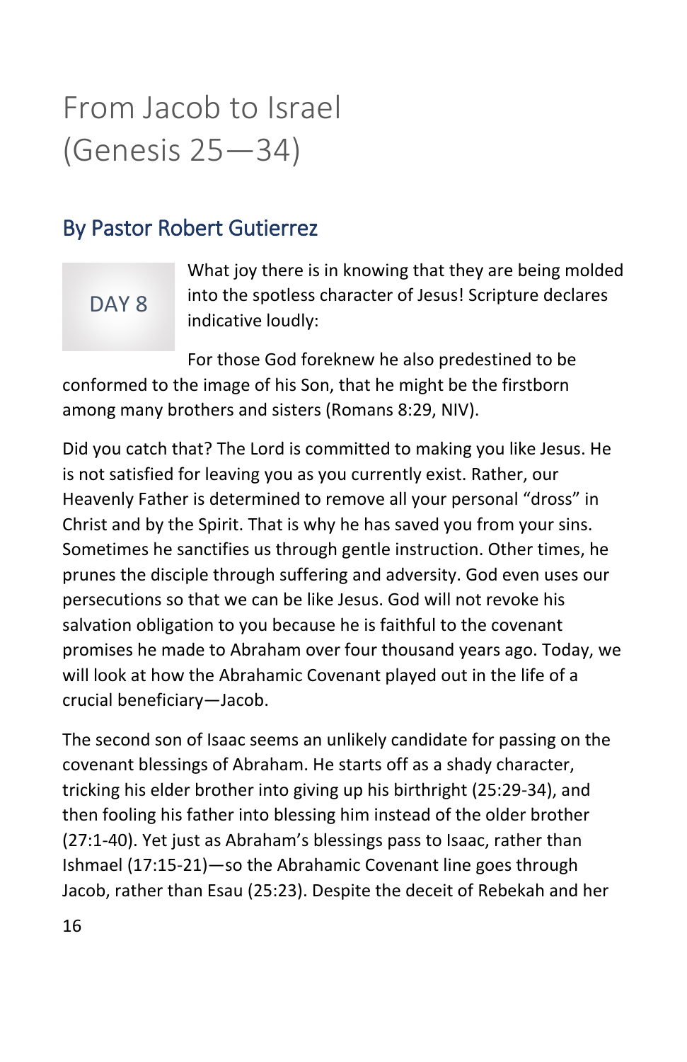# From Jacob to Israel (Genesis 25—34)

## By Pastor Robert Gutierrez

DAY 8

What joy there is in knowing that they are being molded into the spotless character of Jesus! Scripture declares indicative loudly:

> For those God foreknew he also predestined to be conformed to the image of his Son, that he might be the firstborn among many brothers and sisters (Romans 8:29, NIV).

Did you catch that? The Lord is committed to making you like Jesus. He is not satisfied for leaving you as you currently exist. Rather, our Heavenly Father is determined to remove all your personal "dross" in Christ and by the Spirit. That is why he has saved you from your sins. Sometimes he sanctifies us through gentle instruction. Other times, he prunes the disciple through suffering and adversity. God even uses our persecutions so that we can be like Jesus. God will not revoke his salvation obligation to you because he is faithful to the covenant promises he made to Abraham over four thousand years ago. Today, we will look at how the Abrahamic Covenant played out in the life of a crucial beneficiary—Jacob.

The second son of Isaac seems an unlikely candidate for passing on the covenant blessings of Abraham. He starts off as a shady character, tricking his elder brother into giving up his birthright (25:29-34), and then fooling his father into blessing him instead of the older brother (27:1-40). Yet just as Abraham's blessings pass to Isaac, rather than Ishmael (17:15-21)—so the Abrahamic Covenant line goes through Jacob, rather than Esau (25:23). Despite the deceit of Rebekah and her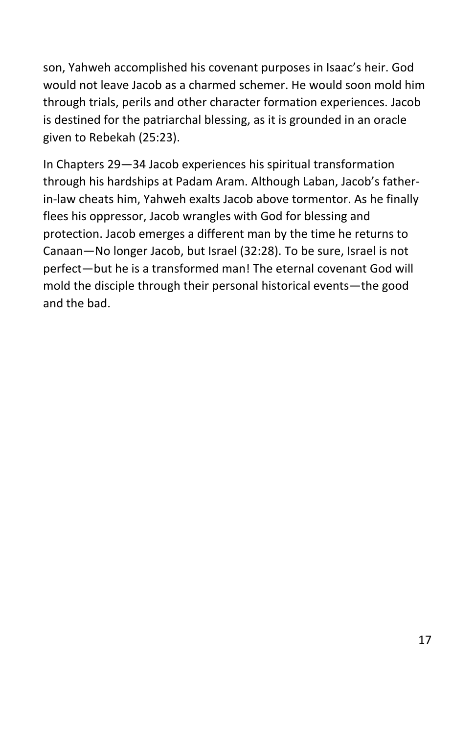son, Yahweh accomplished his covenant purposes in Isaac's heir. God would not leave Jacob as a charmed schemer. He would soon mold him through trials, perils and other character formation experiences. Jacob is destined for the patriarchal blessing, as it is grounded in an oracle given to Rebekah (25:23).

In Chapters 29—34 Jacob experiences his spiritual transformation through his hardships at Padam Aram. Although Laban, Jacob's father-in-law cheats him, Yahweh exalts Jacob above tormentor. As he finally flees his oppressor, Jacob wrangles with God for blessing and protection. Jacob emerges a different man by the time he returns to Canaan—No longer Jacob, but Israel (32:28). To be sure, Israel is not perfect—but he is a transformed man! The eternal covenant God will mold the disciple through their personal historical events—the good and the bad.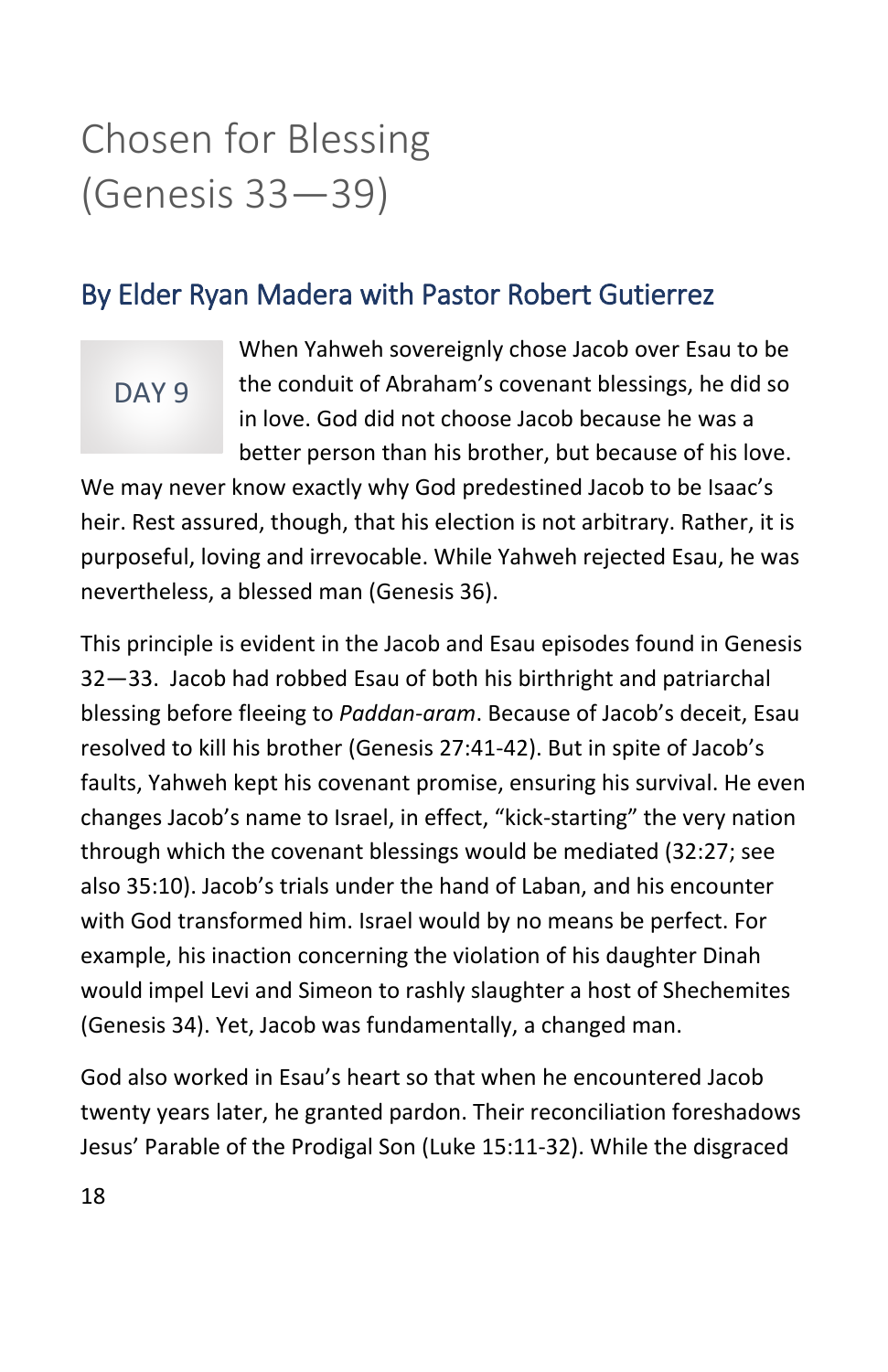# Chosen for Blessing (Genesis 33—39)

## By Elder Ryan Madera with Pastor Robert Gutierrez

DAY 9

When Yahweh sovereignly chose Jacob over Esau to be the conduit of Abraham's covenant blessings, he did so in love. God did not choose Jacob because he was a better person than his brother, but because of his love. We may never know exactly why God predestined Jacob to be Isaac's heir. Rest assured, though, that his election is not arbitrary. Rather, it is purposeful, loving and irrevocable. While Yahweh rejected Esau, he was nevertheless, a blessed man (Genesis 36).

This principle is evident in the Jacob and Esau episodes found in Genesis 32—33. Jacob had robbed Esau of both his birthright and patriarchal blessing before fleeing to *Paddan-aram*. Because of Jacob's deceit, Esau resolved to kill his brother (Genesis 27:41-42). But in spite of Jacob's faults, Yahweh kept his covenant promise, ensuring his survival. He even changes Jacob's name to Israel, in effect, "kick-starting" the very nation through which the covenant blessings would be mediated (32:27; see also 35:10). Jacob's trials under the hand of Laban, and his encounter with God transformed him. Israel would by no means be perfect. For example, his inaction concerning the violation of his daughter Dinah would impel Levi and Simeon to rashly slaughter a host of Shechemites (Genesis 34). Yet, Jacob was fundamentally, a changed man.

God also worked in Esau's heart so that when he encountered Jacob twenty years later, he granted pardon. Their reconciliation foreshadows Jesus' Parable of the Prodigal Son (Luke 15:11-32). While the disgraced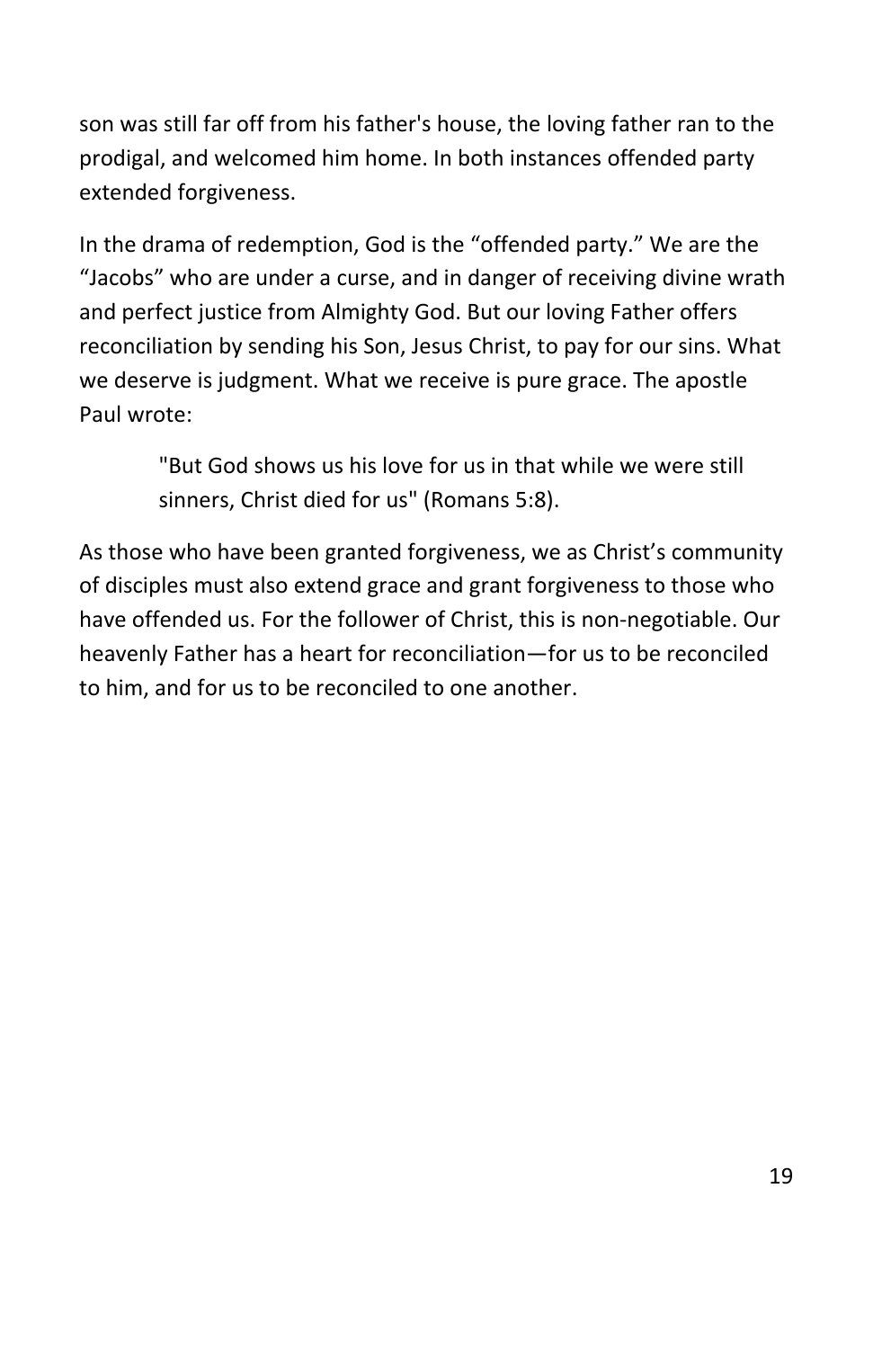son was still far off from his father's house, the loving father ran to the prodigal, and welcomed him home. In both instances offended party extended forgiveness.

In the drama of redemption, God is the "offended party." We are the "Jacobs" who are under a curse, and in danger of receiving divine wrath and perfect justice from Almighty God. But our loving Father offers reconciliation by sending his Son, Jesus Christ, to pay for our sins. What we deserve is judgment. What we receive is pure grace. The apostle Paul wrote:

> "But God shows us his love for us in that while we were still sinners, Christ died for us" (Romans 5:8).

As those who have been granted forgiveness, we as Christ's community of disciples must also extend grace and grant forgiveness to those who have offended us. For the follower of Christ, this is non-negotiable. Our heavenly Father has a heart for reconciliation—for us to be reconciled to him, and for us to be reconciled to one another.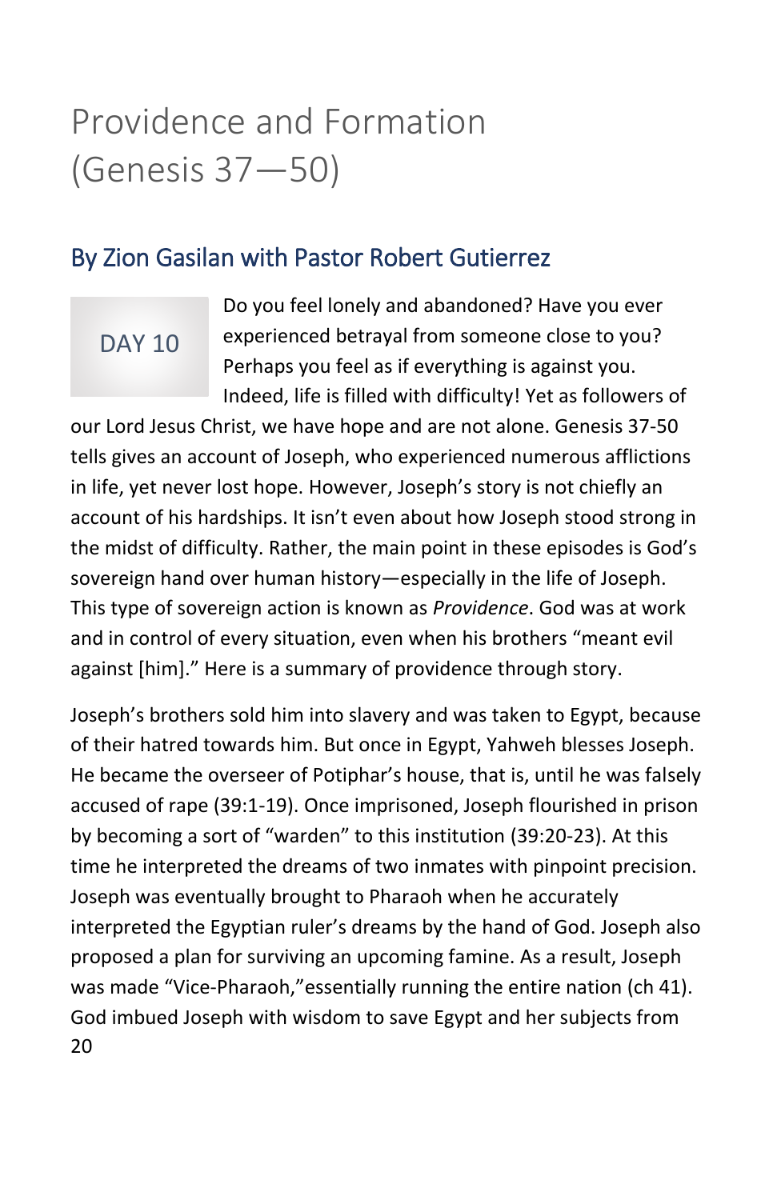# Providence and Formation (Genesis 37—50)

## By Zion Gasilan with Pastor Robert Gutierrez

DAY 10

Do you feel lonely and abandoned? Have you ever experienced betrayal from someone close to you? Perhaps you feel as if everything is against you. Indeed, life is filled with difficulty! Yet as followers of our Lord Jesus Christ, we have hope and are not alone. Genesis 37-50 tells gives an account of Joseph, who experienced numerous afflictions in life, yet never lost hope. However, Joseph's story is not chiefly an account of his hardships. It isn't even about how Joseph stood strong in the midst of difficulty. Rather, the main point in these episodes is God's sovereign hand over human history—especially in the life of Joseph. This type of sovereign action is known as *Providence*. God was at work and in control of every situation, even when his brothers "meant evil against [him]." Here is a summary of providence through story.

Joseph's brothers sold him into slavery and was taken to Egypt, because of their hatred towards him. But once in Egypt, Yahweh blesses Joseph. He became the overseer of Potiphar's house, that is, until he was falsely accused of rape (39:1-19). Once imprisoned, Joseph flourished in prison by becoming a sort of "warden" to this institution (39:20-23). At this time he interpreted the dreams of two inmates with pinpoint precision. Joseph was eventually brought to Pharaoh when he accurately interpreted the Egyptian ruler's dreams by the hand of God. Joseph also proposed a plan for surviving an upcoming famine. As a result, Joseph was made "Vice-Pharaoh,"essentially running the entire nation (ch 41). God imbued Joseph with wisdom to save Egypt and her subjects from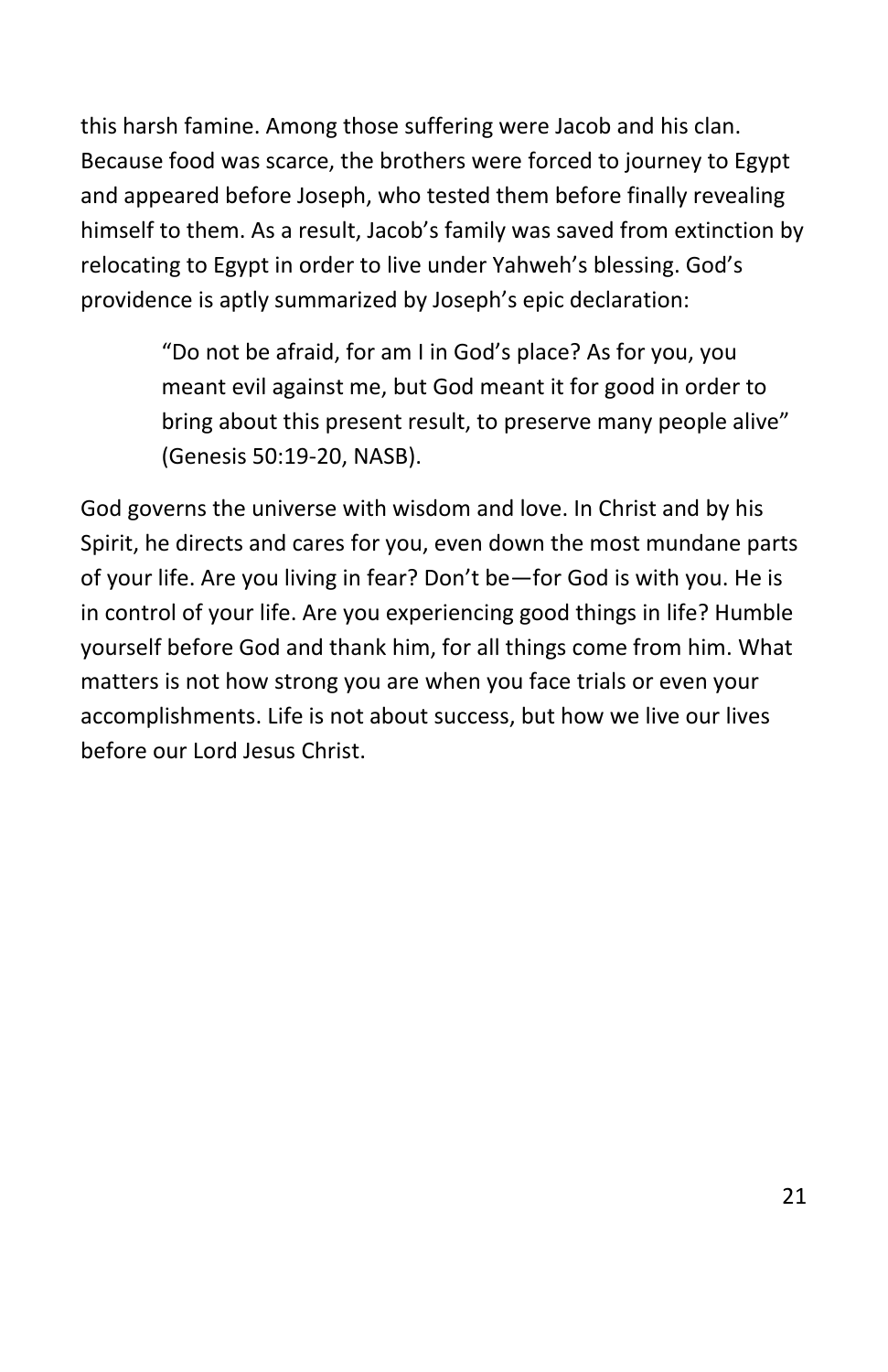this harsh famine. Among those suffering were Jacob and his clan. Because food was scarce, the brothers were forced to journey to Egypt and appeared before Joseph, who tested them before finally revealing himself to them. As a result, Jacob's family was saved from extinction by relocating to Egypt in order to live under Yahweh's blessing. God's providence is aptly summarized by Joseph's epic declaration:

> "Do not be afraid, for am I in God's place? As for you, you meant evil against me, but God meant it for good in order to bring about this present result, to preserve many people alive" (Genesis 50:19-20, NASB).

God governs the universe with wisdom and love. In Christ and by his Spirit, he directs and cares for you, even down the most mundane parts of your life. Are you living in fear? Don't be—for God is with you. He is in control of your life. Are you experiencing good things in life? Humble yourself before God and thank him, for all things come from him. What matters is not how strong you are when you face trials or even your accomplishments. Life is not about success, but how we live our lives before our Lord Jesus Christ.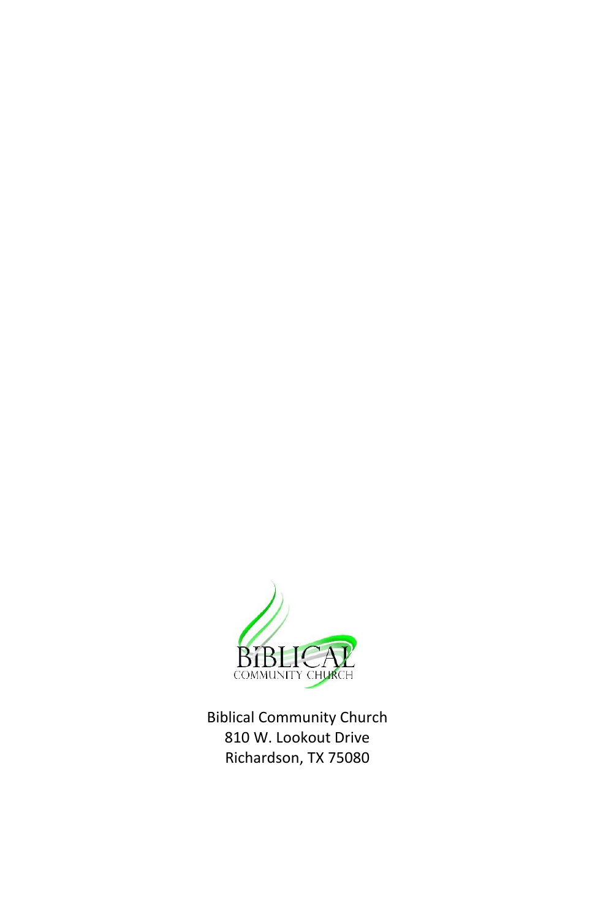Biblical Community Church
810 W. Lookout Drive
Richardson, TX 75080